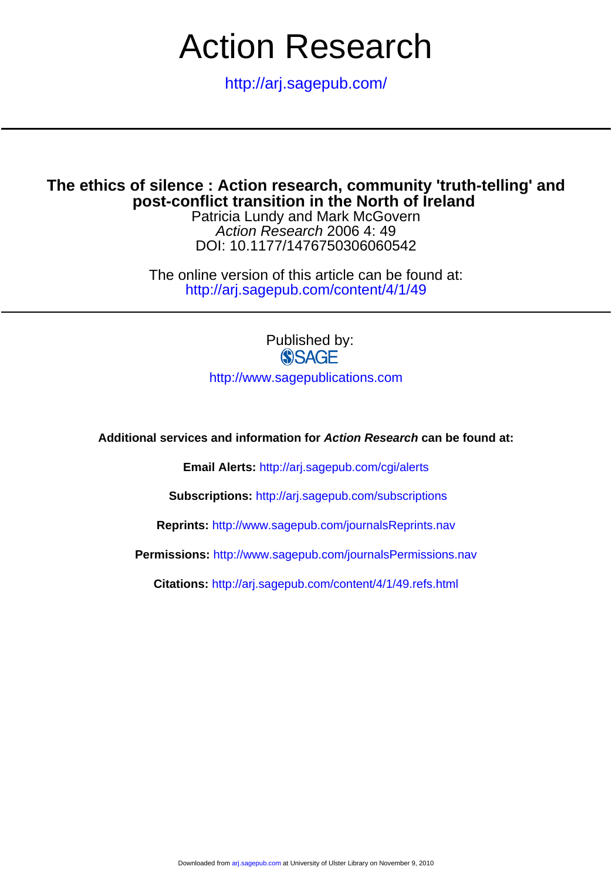# Action Research

http://arj.sagepub.com/

## The ethics of silence : Action research, community 'truth-telling' and post-conflict transition in the North of Ireland

Patricia Lundy and Mark McGovern

*Action Research* 2006 4: 49

DOI: 10.1177/1476750306060542

The online version of this article can be found at:
http://arj.sagepub.com/content/4/1/49

Published by:

SAGE

http://www.sagepublications.com

**Additional services and information for *Action Research* can be found at:**

**Email Alerts:** http://arj.sagepub.com/cgi/alerts

**Subscriptions:** http://arj.sagepub.com/subscriptions

**Reprints:** http://www.sagepub.com/journalsReprints.nav

**Permissions:** http://www.sagepub.com/journalsPermissions.nav

**Citations:** http://arj.sagepub.com/content/4/1/49.refs.html

Downloaded from arj.sagepub.com at University of Ulster Library on November 9, 2010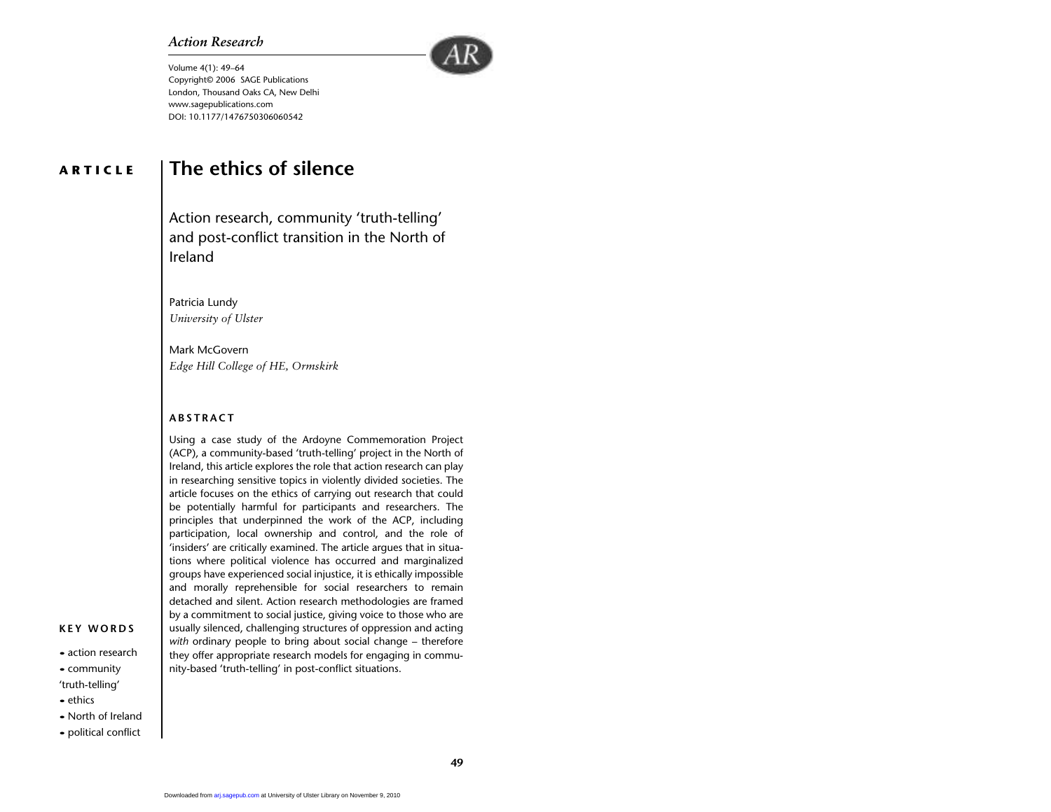# The ethics of silence

## Action research, community 'truth-telling' and post-conflict transition in the North of Ireland

Patricia Lundy
*University of Ulster*

Mark McGovern
*Edge Hill College of HE, Ormskirk*

## ABSTRACT

Using a case study of the Ardoyne Commemoration Project (ACP), a community-based 'truth-telling' project in the North of Ireland, this article explores the role that action research can play in researching sensitive topics in violently divided societies. The article focuses on the ethics of carrying out research that could be potentially harmful for participants and researchers. The principles that underpinned the work of the ACP, including participation, local ownership and control, and the role of 'insiders' are critically examined. The article argues that in situations where political violence has occurred and marginalized groups have experienced social injustice, it is ethically impossible and morally reprehensible for social researchers to remain detached and silent. Action research methodologies are framed by a commitment to social justice, giving voice to those who are usually silenced, challenging structures of oppression and acting *with* ordinary people to bring about social change – therefore they offer appropriate research models for engaging in community-based 'truth-telling' in post-conflict situations.

## KEY WORDS

- action research
- community 'truth-telling'
- ethics
- North of Ireland
- political conflict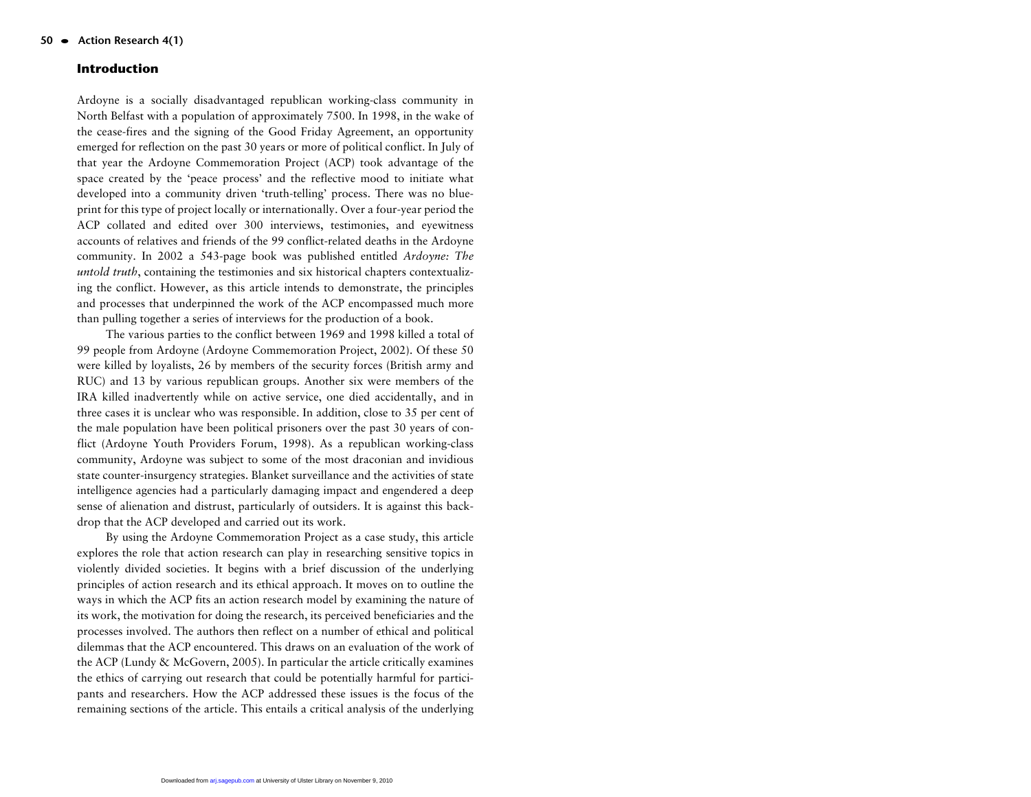## Introduction

Ardoyne is a socially disadvantaged republican working-class community in North Belfast with a population of approximately 7500. In 1998, in the wake of the cease-fires and the signing of the Good Friday Agreement, an opportunity emerged for reflection on the past 30 years or more of political conflict. In July of that year the Ardoyne Commemoration Project (ACP) took advantage of the space created by the 'peace process' and the reflective mood to initiate what developed into a community driven 'truth-telling' process. There was no blueprint for this type of project locally or internationally. Over a four-year period the ACP collated and edited over 300 interviews, testimonies, and eyewitness accounts of relatives and friends of the 99 conflict-related deaths in the Ardoyne community. In 2002 a 543-page book was published entitled *Ardoyne: The untold truth*, containing the testimonies and six historical chapters contextualizing the conflict. However, as this article intends to demonstrate, the principles and processes that underpinned the work of the ACP encompassed much more than pulling together a series of interviews for the production of a book.

The various parties to the conflict between 1969 and 1998 killed a total of 99 people from Ardoyne (Ardoyne Commemoration Project, 2002). Of these 50 were killed by loyalists, 26 by members of the security forces (British army and RUC) and 13 by various republican groups. Another six were members of the IRA killed inadvertently while on active service, one died accidentally, and in three cases it is unclear who was responsible. In addition, close to 35 per cent of the male population have been political prisoners over the past 30 years of conflict (Ardoyne Youth Providers Forum, 1998). As a republican working-class community, Ardoyne was subject to some of the most draconian and invidious state counter-insurgency strategies. Blanket surveillance and the activities of state intelligence agencies had a particularly damaging impact and engendered a deep sense of alienation and distrust, particularly of outsiders. It is against this backdrop that the ACP developed and carried out its work.

By using the Ardoyne Commemoration Project as a case study, this article explores the role that action research can play in researching sensitive topics in violently divided societies. It begins with a brief discussion of the underlying principles of action research and its ethical approach. It moves on to outline the ways in which the ACP fits an action research model by examining the nature of its work, the motivation for doing the research, its perceived beneficiaries and the processes involved. The authors then reflect on a number of ethical and political dilemmas that the ACP encountered. This draws on an evaluation of the work of the ACP (Lundy & McGovern, 2005). In particular the article critically examines the ethics of carrying out research that could be potentially harmful for participants and researchers. How the ACP addressed these issues is the focus of the remaining sections of the article. This entails a critical analysis of the underlying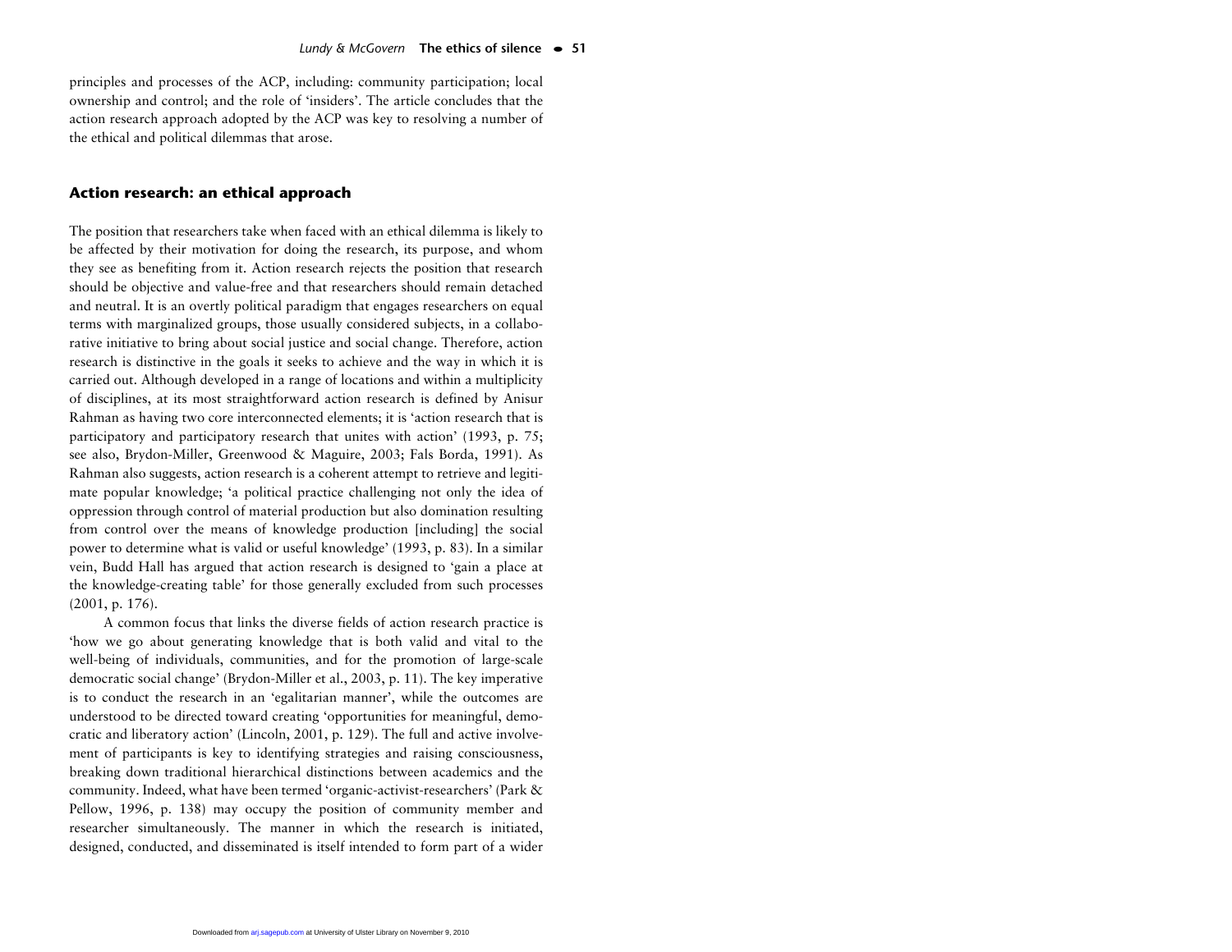principles and processes of the ACP, including: community participation; local ownership and control; and the role of 'insiders'. The article concludes that the action research approach adopted by the ACP was key to resolving a number of the ethical and political dilemmas that arose.

## Action research: an ethical approach

The position that researchers take when faced with an ethical dilemma is likely to be affected by their motivation for doing the research, its purpose, and whom they see as benefiting from it. Action research rejects the position that research should be objective and value-free and that researchers should remain detached and neutral. It is an overtly political paradigm that engages researchers on equal terms with marginalized groups, those usually considered subjects, in a collaborative initiative to bring about social justice and social change. Therefore, action research is distinctive in the goals it seeks to achieve and the way in which it is carried out. Although developed in a range of locations and within a multiplicity of disciplines, at its most straightforward action research is defined by Anisur Rahman as having two core interconnected elements; it is 'action research that is participatory and participatory research that unites with action' (1993, p. 75; see also, Brydon-Miller, Greenwood & Maguire, 2003; Fals Borda, 1991). As Rahman also suggests, action research is a coherent attempt to retrieve and legitimate popular knowledge; 'a political practice challenging not only the idea of oppression through control of material production but also domination resulting from control over the means of knowledge production [including] the social power to determine what is valid or useful knowledge' (1993, p. 83). In a similar vein, Budd Hall has argued that action research is designed to 'gain a place at the knowledge-creating table' for those generally excluded from such processes (2001, p. 176).

A common focus that links the diverse fields of action research practice is 'how we go about generating knowledge that is both valid and vital to the well-being of individuals, communities, and for the promotion of large-scale democratic social change' (Brydon-Miller et al., 2003, p. 11). The key imperative is to conduct the research in an 'egalitarian manner', while the outcomes are understood to be directed toward creating 'opportunities for meaningful, democratic and liberatory action' (Lincoln, 2001, p. 129). The full and active involvement of participants is key to identifying strategies and raising consciousness, breaking down traditional hierarchical distinctions between academics and the community. Indeed, what have been termed 'organic-activist-researchers' (Park & Pellow, 1996, p. 138) may occupy the position of community member and researcher simultaneously. The manner in which the research is initiated, designed, conducted, and disseminated is itself intended to form part of a wider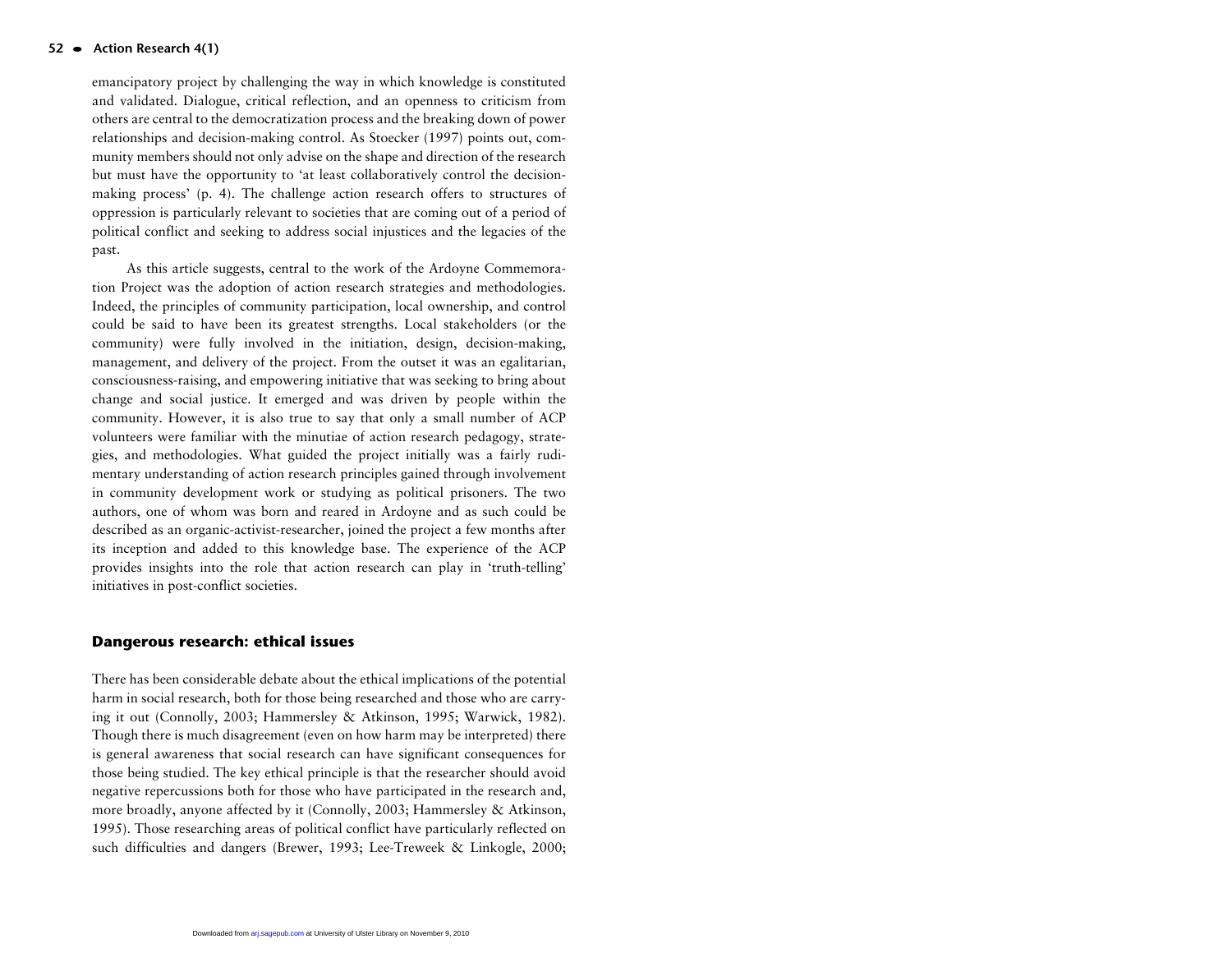emancipatory project by challenging the way in which knowledge is constituted and validated. Dialogue, critical reflection, and an openness to criticism from others are central to the democratization process and the breaking down of power relationships and decision-making control. As Stoecker (1997) points out, community members should not only advise on the shape and direction of the research but must have the opportunity to 'at least collaboratively control the decision-making process' (p. 4). The challenge action research offers to structures of oppression is particularly relevant to societies that are coming out of a period of political conflict and seeking to address social injustices and the legacies of the past.

As this article suggests, central to the work of the Ardoyne Commemoration Project was the adoption of action research strategies and methodologies. Indeed, the principles of community participation, local ownership, and control could be said to have been its greatest strengths. Local stakeholders (or the community) were fully involved in the initiation, design, decision-making, management, and delivery of the project. From the outset it was an egalitarian, consciousness-raising, and empowering initiative that was seeking to bring about change and social justice. It emerged and was driven by people within the community. However, it is also true to say that only a small number of ACP volunteers were familiar with the minutiae of action research pedagogy, strategies, and methodologies. What guided the project initially was a fairly rudimentary understanding of action research principles gained through involvement in community development work or studying as political prisoners. The two authors, one of whom was born and reared in Ardoyne and as such could be described as an organic-activist-researcher, joined the project a few months after its inception and added to this knowledge base. The experience of the ACP provides insights into the role that action research can play in 'truth-telling' initiatives in post-conflict societies.

## Dangerous research: ethical issues

There has been considerable debate about the ethical implications of the potential harm in social research, both for those being researched and those who are carrying it out (Connolly, 2003; Hammersley & Atkinson, 1995; Warwick, 1982). Though there is much disagreement (even on how harm may be interpreted) there is general awareness that social research can have significant consequences for those being studied. The key ethical principle is that the researcher should avoid negative repercussions both for those who have participated in the research and, more broadly, anyone affected by it (Connolly, 2003; Hammersley & Atkinson, 1995). Those researching areas of political conflict have particularly reflected on such difficulties and dangers (Brewer, 1993; Lee-Treweek & Linkogle, 2000;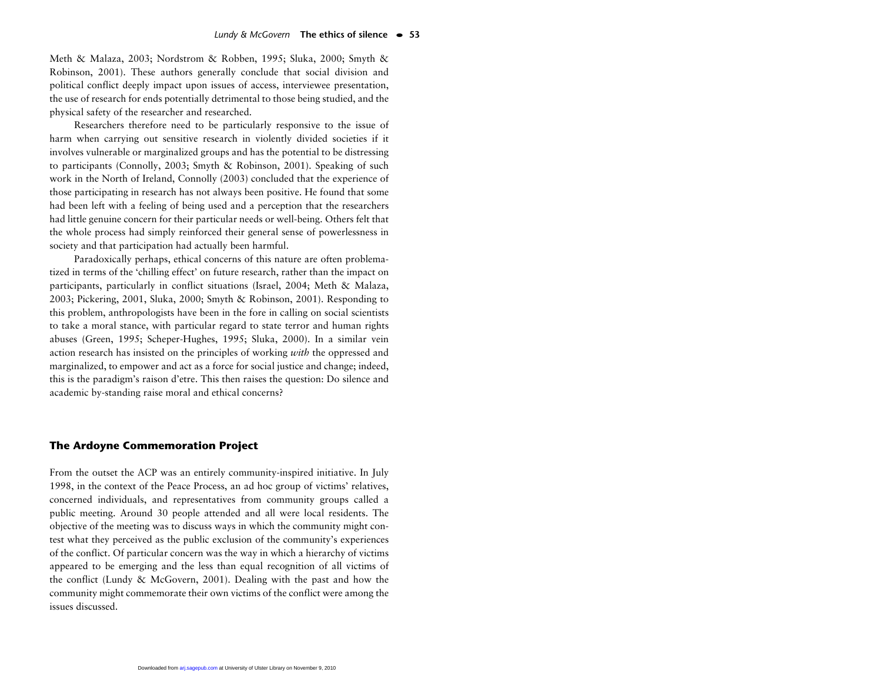Meth & Malaza, 2003; Nordstrom & Robben, 1995; Sluka, 2000; Smyth & Robinson, 2001). These authors generally conclude that social division and political conflict deeply impact upon issues of access, interviewee presentation, the use of research for ends potentially detrimental to those being studied, and the physical safety of the researcher and researched.

Researchers therefore need to be particularly responsive to the issue of harm when carrying out sensitive research in violently divided societies if it involves vulnerable or marginalized groups and has the potential to be distressing to participants (Connolly, 2003; Smyth & Robinson, 2001). Speaking of such work in the North of Ireland, Connolly (2003) concluded that the experience of those participating in research has not always been positive. He found that some had been left with a feeling of being used and a perception that the researchers had little genuine concern for their particular needs or well-being. Others felt that the whole process had simply reinforced their general sense of powerlessness in society and that participation had actually been harmful.

Paradoxically perhaps, ethical concerns of this nature are often problematized in terms of the 'chilling effect' on future research, rather than the impact on participants, particularly in conflict situations (Israel, 2004; Meth & Malaza, 2003; Pickering, 2001, Sluka, 2000; Smyth & Robinson, 2001). Responding to this problem, anthropologists have been in the fore in calling on social scientists to take a moral stance, with particular regard to state terror and human rights abuses (Green, 1995; Scheper-Hughes, 1995; Sluka, 2000). In a similar vein action research has insisted on the principles of working *with* the oppressed and marginalized, to empower and act as a force for social justice and change; indeed, this is the paradigm's raison d'etre. This then raises the question: Do silence and academic by-standing raise moral and ethical concerns?

## The Ardoyne Commemoration Project

From the outset the ACP was an entirely community-inspired initiative. In July 1998, in the context of the Peace Process, an ad hoc group of victims' relatives, concerned individuals, and representatives from community groups called a public meeting. Around 30 people attended and all were local residents. The objective of the meeting was to discuss ways in which the community might contest what they perceived as the public exclusion of the community's experiences of the conflict. Of particular concern was the way in which a hierarchy of victims appeared to be emerging and the less than equal recognition of all victims of the conflict (Lundy & McGovern, 2001). Dealing with the past and how the community might commemorate their own victims of the conflict were among the issues discussed.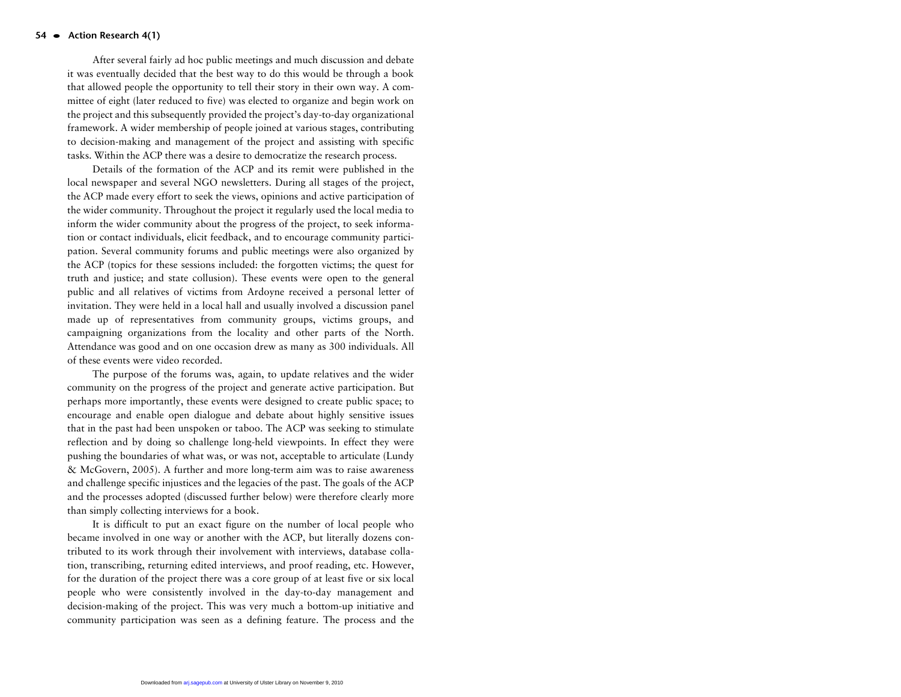After several fairly ad hoc public meetings and much discussion and debate it was eventually decided that the best way to do this would be through a book that allowed people the opportunity to tell their story in their own way. A committee of eight (later reduced to five) was elected to organize and begin work on the project and this subsequently provided the project's day-to-day organizational framework. A wider membership of people joined at various stages, contributing to decision-making and management of the project and assisting with specific tasks. Within the ACP there was a desire to democratize the research process.

Details of the formation of the ACP and its remit were published in the local newspaper and several NGO newsletters. During all stages of the project, the ACP made every effort to seek the views, opinions and active participation of the wider community. Throughout the project it regularly used the local media to inform the wider community about the progress of the project, to seek information or contact individuals, elicit feedback, and to encourage community participation. Several community forums and public meetings were also organized by the ACP (topics for these sessions included: the forgotten victims; the quest for truth and justice; and state collusion). These events were open to the general public and all relatives of victims from Ardoyne received a personal letter of invitation. They were held in a local hall and usually involved a discussion panel made up of representatives from community groups, victims groups, and campaigning organizations from the locality and other parts of the North. Attendance was good and on one occasion drew as many as 300 individuals. All of these events were video recorded.

The purpose of the forums was, again, to update relatives and the wider community on the progress of the project and generate active participation. But perhaps more importantly, these events were designed to create public space; to encourage and enable open dialogue and debate about highly sensitive issues that in the past had been unspoken or taboo. The ACP was seeking to stimulate reflection and by doing so challenge long-held viewpoints. In effect they were pushing the boundaries of what was, or was not, acceptable to articulate (Lundy & McGovern, 2005). A further and more long-term aim was to raise awareness and challenge specific injustices and the legacies of the past. The goals of the ACP and the processes adopted (discussed further below) were therefore clearly more than simply collecting interviews for a book.

It is difficult to put an exact figure on the number of local people who became involved in one way or another with the ACP, but literally dozens contributed to its work through their involvement with interviews, database collation, transcribing, returning edited interviews, and proof reading, etc. However, for the duration of the project there was a core group of at least five or six local people who were consistently involved in the day-to-day management and decision-making of the project. This was very much a bottom-up initiative and community participation was seen as a defining feature. The process and the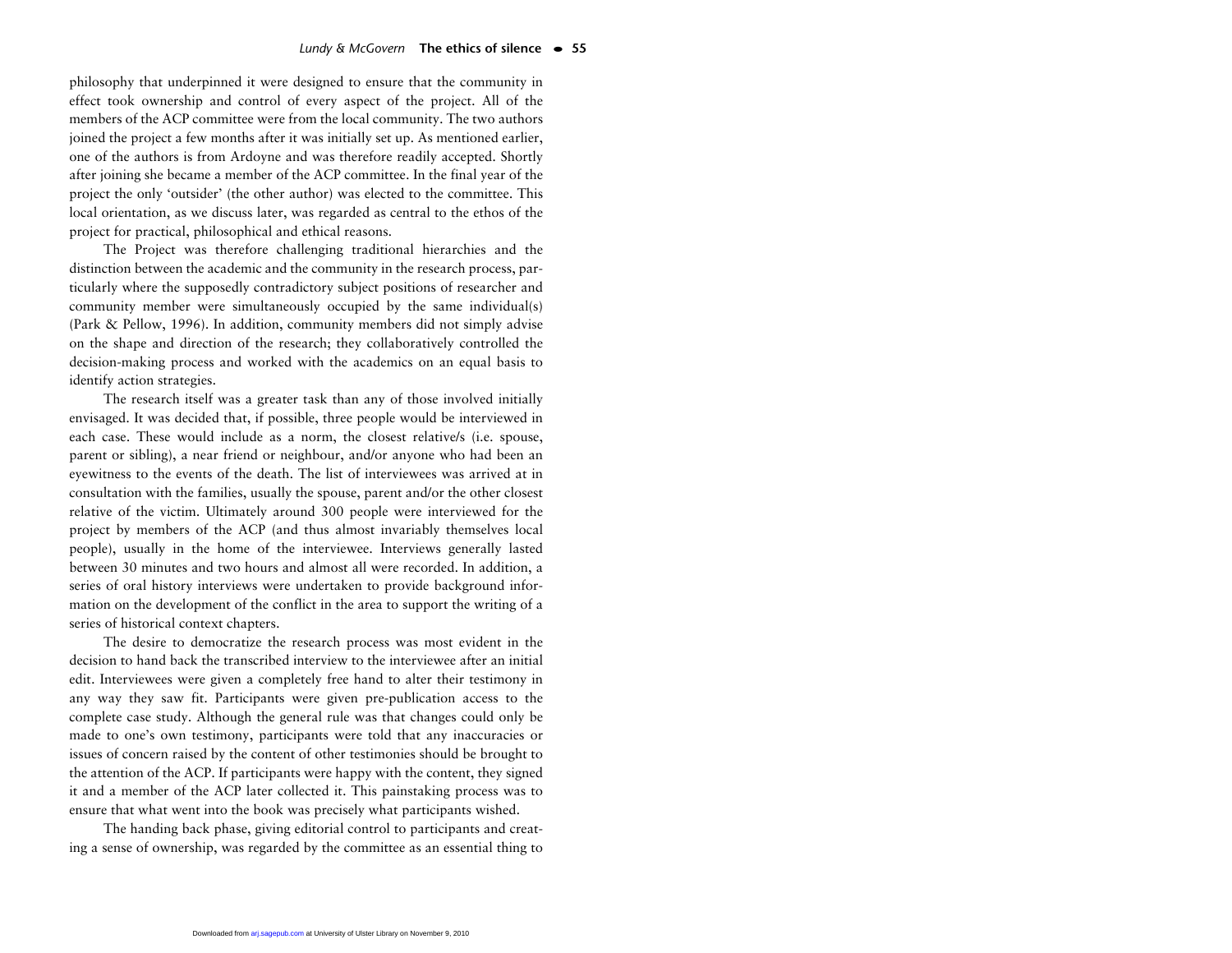philosophy that underpinned it were designed to ensure that the community in effect took ownership and control of every aspect of the project. All of the members of the ACP committee were from the local community. The two authors joined the project a few months after it was initially set up. As mentioned earlier, one of the authors is from Ardoyne and was therefore readily accepted. Shortly after joining she became a member of the ACP committee. In the final year of the project the only 'outsider' (the other author) was elected to the committee. This local orientation, as we discuss later, was regarded as central to the ethos of the project for practical, philosophical and ethical reasons.

The Project was therefore challenging traditional hierarchies and the distinction between the academic and the community in the research process, particularly where the supposedly contradictory subject positions of researcher and community member were simultaneously occupied by the same individual(s) (Park & Pellow, 1996). In addition, community members did not simply advise on the shape and direction of the research; they collaboratively controlled the decision-making process and worked with the academics on an equal basis to identify action strategies.

The research itself was a greater task than any of those involved initially envisaged. It was decided that, if possible, three people would be interviewed in each case. These would include as a norm, the closest relative/s (i.e. spouse, parent or sibling), a near friend or neighbour, and/or anyone who had been an eyewitness to the events of the death. The list of interviewees was arrived at in consultation with the families, usually the spouse, parent and/or the other closest relative of the victim. Ultimately around 300 people were interviewed for the project by members of the ACP (and thus almost invariably themselves local people), usually in the home of the interviewee. Interviews generally lasted between 30 minutes and two hours and almost all were recorded. In addition, a series of oral history interviews were undertaken to provide background information on the development of the conflict in the area to support the writing of a series of historical context chapters.

The desire to democratize the research process was most evident in the decision to hand back the transcribed interview to the interviewee after an initial edit. Interviewees were given a completely free hand to alter their testimony in any way they saw fit. Participants were given pre-publication access to the complete case study. Although the general rule was that changes could only be made to one's own testimony, participants were told that any inaccuracies or issues of concern raised by the content of other testimonies should be brought to the attention of the ACP. If participants were happy with the content, they signed it and a member of the ACP later collected it. This painstaking process was to ensure that what went into the book was precisely what participants wished.

The handing back phase, giving editorial control to participants and creating a sense of ownership, was regarded by the committee as an essential thing to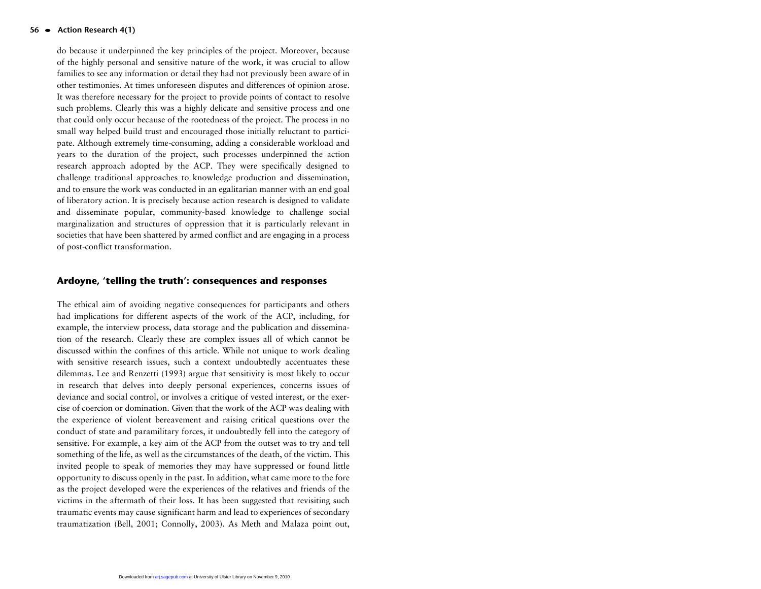do because it underpinned the key principles of the project. Moreover, because of the highly personal and sensitive nature of the work, it was crucial to allow families to see any information or detail they had not previously been aware of in other testimonies. At times unforeseen disputes and differences of opinion arose. It was therefore necessary for the project to provide points of contact to resolve such problems. Clearly this was a highly delicate and sensitive process and one that could only occur because of the rootedness of the project. The process in no small way helped build trust and encouraged those initially reluctant to participate. Although extremely time-consuming, adding a considerable workload and years to the duration of the project, such processes underpinned the action research approach adopted by the ACP. They were specifically designed to challenge traditional approaches to knowledge production and dissemination, and to ensure the work was conducted in an egalitarian manner with an end goal of liberatory action. It is precisely because action research is designed to validate and disseminate popular, community-based knowledge to challenge social marginalization and structures of oppression that it is particularly relevant in societies that have been shattered by armed conflict and are engaging in a process of post-conflict transformation.

## Ardoyne, 'telling the truth': consequences and responses

The ethical aim of avoiding negative consequences for participants and others had implications for different aspects of the work of the ACP, including, for example, the interview process, data storage and the publication and dissemination of the research. Clearly these are complex issues all of which cannot be discussed within the confines of this article. While not unique to work dealing with sensitive research issues, such a context undoubtedly accentuates these dilemmas. Lee and Renzetti (1993) argue that sensitivity is most likely to occur in research that delves into deeply personal experiences, concerns issues of deviance and social control, or involves a critique of vested interest, or the exercise of coercion or domination. Given that the work of the ACP was dealing with the experience of violent bereavement and raising critical questions over the conduct of state and paramilitary forces, it undoubtedly fell into the category of sensitive. For example, a key aim of the ACP from the outset was to try and tell something of the life, as well as the circumstances of the death, of the victim. This invited people to speak of memories they may have suppressed or found little opportunity to discuss openly in the past. In addition, what came more to the fore as the project developed were the experiences of the relatives and friends of the victims in the aftermath of their loss. It has been suggested that revisiting such traumatic events may cause significant harm and lead to experiences of secondary traumatization (Bell, 2001; Connolly, 2003). As Meth and Malaza point out,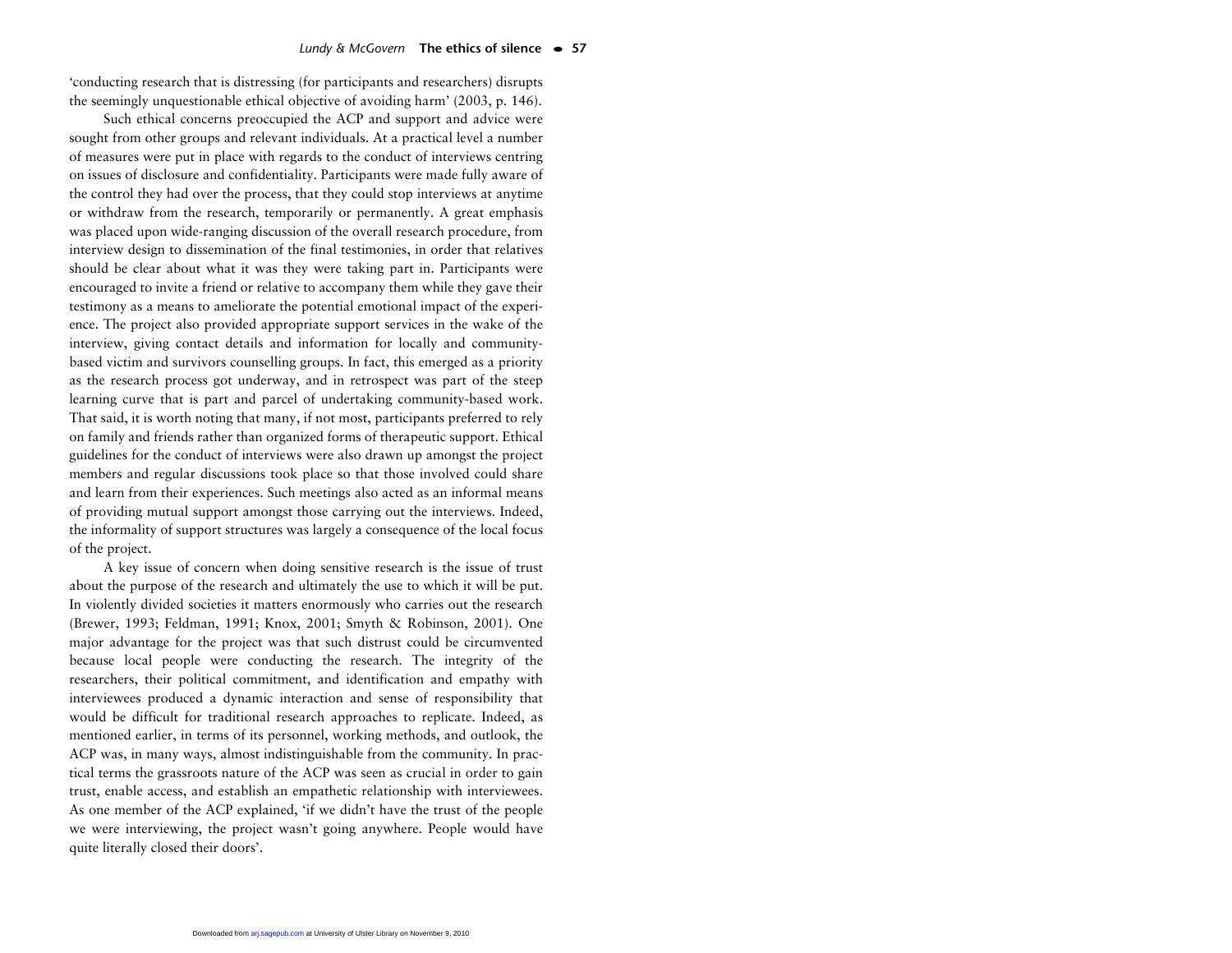'conducting research that is distressing (for participants and researchers) disrupts the seemingly unquestionable ethical objective of avoiding harm' (2003, p. 146).

Such ethical concerns preoccupied the ACP and support and advice were sought from other groups and relevant individuals. At a practical level a number of measures were put in place with regards to the conduct of interviews centring on issues of disclosure and confidentiality. Participants were made fully aware of the control they had over the process, that they could stop interviews at anytime or withdraw from the research, temporarily or permanently. A great emphasis was placed upon wide-ranging discussion of the overall research procedure, from interview design to dissemination of the final testimonies, in order that relatives should be clear about what it was they were taking part in. Participants were encouraged to invite a friend or relative to accompany them while they gave their testimony as a means to ameliorate the potential emotional impact of the experience. The project also provided appropriate support services in the wake of the interview, giving contact details and information for locally and community-based victim and survivors counselling groups. In fact, this emerged as a priority as the research process got underway, and in retrospect was part of the steep learning curve that is part and parcel of undertaking community-based work. That said, it is worth noting that many, if not most, participants preferred to rely on family and friends rather than organized forms of therapeutic support. Ethical guidelines for the conduct of interviews were also drawn up amongst the project members and regular discussions took place so that those involved could share and learn from their experiences. Such meetings also acted as an informal means of providing mutual support amongst those carrying out the interviews. Indeed, the informality of support structures was largely a consequence of the local focus of the project.

A key issue of concern when doing sensitive research is the issue of trust about the purpose of the research and ultimately the use to which it will be put. In violently divided societies it matters enormously who carries out the research (Brewer, 1993; Feldman, 1991; Knox, 2001; Smyth & Robinson, 2001). One major advantage for the project was that such distrust could be circumvented because local people were conducting the research. The integrity of the researchers, their political commitment, and identification and empathy with interviewees produced a dynamic interaction and sense of responsibility that would be difficult for traditional research approaches to replicate. Indeed, as mentioned earlier, in terms of its personnel, working methods, and outlook, the ACP was, in many ways, almost indistinguishable from the community. In practical terms the grassroots nature of the ACP was seen as crucial in order to gain trust, enable access, and establish an empathetic relationship with interviewees. As one member of the ACP explained, 'if we didn't have the trust of the people we were interviewing, the project wasn't going anywhere. People would have quite literally closed their doors'.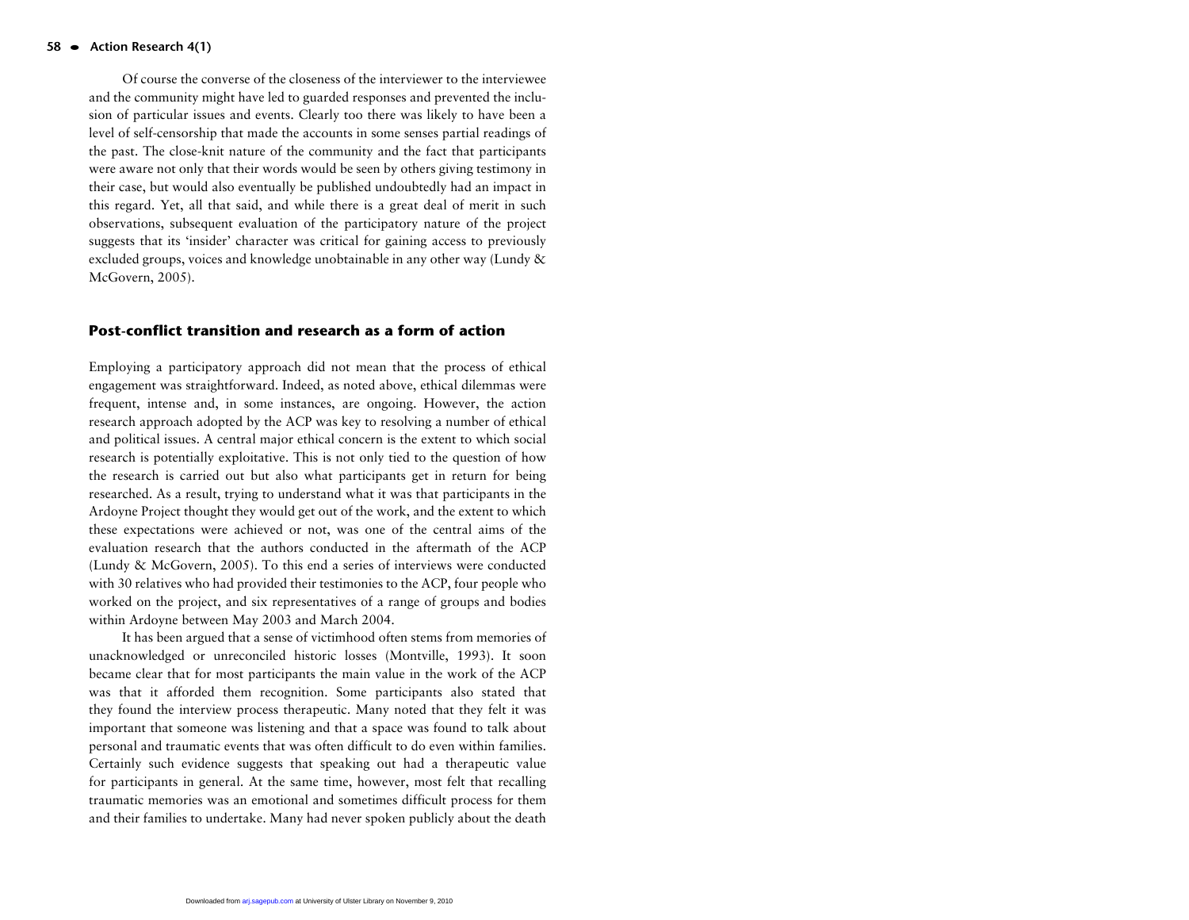Of course the converse of the closeness of the interviewer to the interviewee and the community might have led to guarded responses and prevented the inclusion of particular issues and events. Clearly too there was likely to have been a level of self-censorship that made the accounts in some senses partial readings of the past. The close-knit nature of the community and the fact that participants were aware not only that their words would be seen by others giving testimony in their case, but would also eventually be published undoubtedly had an impact in this regard. Yet, all that said, and while there is a great deal of merit in such observations, subsequent evaluation of the participatory nature of the project suggests that its 'insider' character was critical for gaining access to previously excluded groups, voices and knowledge unobtainable in any other way (Lundy & McGovern, 2005).

## Post-conflict transition and research as a form of action

Employing a participatory approach did not mean that the process of ethical engagement was straightforward. Indeed, as noted above, ethical dilemmas were frequent, intense and, in some instances, are ongoing. However, the action research approach adopted by the ACP was key to resolving a number of ethical and political issues. A central major ethical concern is the extent to which social research is potentially exploitative. This is not only tied to the question of how the research is carried out but also what participants get in return for being researched. As a result, trying to understand what it was that participants in the Ardoyne Project thought they would get out of the work, and the extent to which these expectations were achieved or not, was one of the central aims of the evaluation research that the authors conducted in the aftermath of the ACP (Lundy & McGovern, 2005). To this end a series of interviews were conducted with 30 relatives who had provided their testimonies to the ACP, four people who worked on the project, and six representatives of a range of groups and bodies within Ardoyne between May 2003 and March 2004.

It has been argued that a sense of victimhood often stems from memories of unacknowledged or unreconciled historic losses (Montville, 1993). It soon became clear that for most participants the main value in the work of the ACP was that it afforded them recognition. Some participants also stated that they found the interview process therapeutic. Many noted that they felt it was important that someone was listening and that a space was found to talk about personal and traumatic events that was often difficult to do even within families. Certainly such evidence suggests that speaking out had a therapeutic value for participants in general. At the same time, however, most felt that recalling traumatic memories was an emotional and sometimes difficult process for them and their families to undertake. Many had never spoken publicly about the death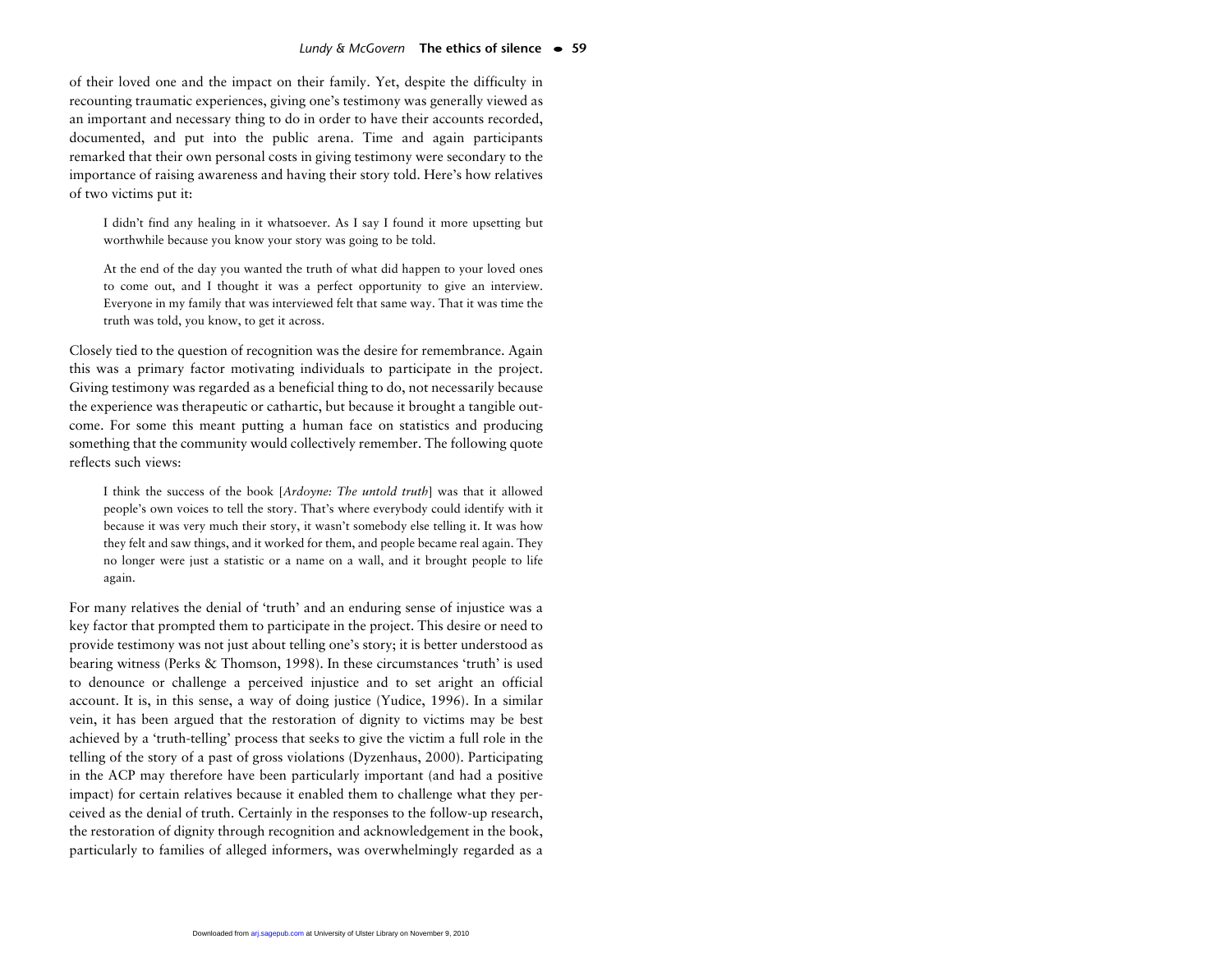of their loved one and the impact on their family. Yet, despite the difficulty in recounting traumatic experiences, giving one's testimony was generally viewed as an important and necessary thing to do in order to have their accounts recorded, documented, and put into the public arena. Time and again participants remarked that their own personal costs in giving testimony were secondary to the importance of raising awareness and having their story told. Here's how relatives of two victims put it:

> I didn't find any healing in it whatsoever. As I say I found it more upsetting but worthwhile because you know your story was going to be told.

> At the end of the day you wanted the truth of what did happen to your loved ones to come out, and I thought it was a perfect opportunity to give an interview. Everyone in my family that was interviewed felt that same way. That it was time the truth was told, you know, to get it across.

Closely tied to the question of recognition was the desire for remembrance. Again this was a primary factor motivating individuals to participate in the project. Giving testimony was regarded as a beneficial thing to do, not necessarily because the experience was therapeutic or cathartic, but because it brought a tangible outcome. For some this meant putting a human face on statistics and producing something that the community would collectively remember. The following quote reflects such views:

> I think the success of the book [*Ardoyne: The untold truth*] was that it allowed people's own voices to tell the story. That's where everybody could identify with it because it was very much their story, it wasn't somebody else telling it. It was how they felt and saw things, and it worked for them, and people became real again. They no longer were just a statistic or a name on a wall, and it brought people to life again.

For many relatives the denial of 'truth' and an enduring sense of injustice was a key factor that prompted them to participate in the project. This desire or need to provide testimony was not just about telling one's story; it is better understood as bearing witness (Perks & Thomson, 1998). In these circumstances 'truth' is used to denounce or challenge a perceived injustice and to set aright an official account. It is, in this sense, a way of doing justice (Yudice, 1996). In a similar vein, it has been argued that the restoration of dignity to victims may be best achieved by a 'truth-telling' process that seeks to give the victim a full role in the telling of the story of a past of gross violations (Dyzenhaus, 2000). Participating in the ACP may therefore have been particularly important (and had a positive impact) for certain relatives because it enabled them to challenge what they perceived as the denial of truth. Certainly in the responses to the follow-up research, the restoration of dignity through recognition and acknowledgement in the book, particularly to families of alleged informers, was overwhelmingly regarded as a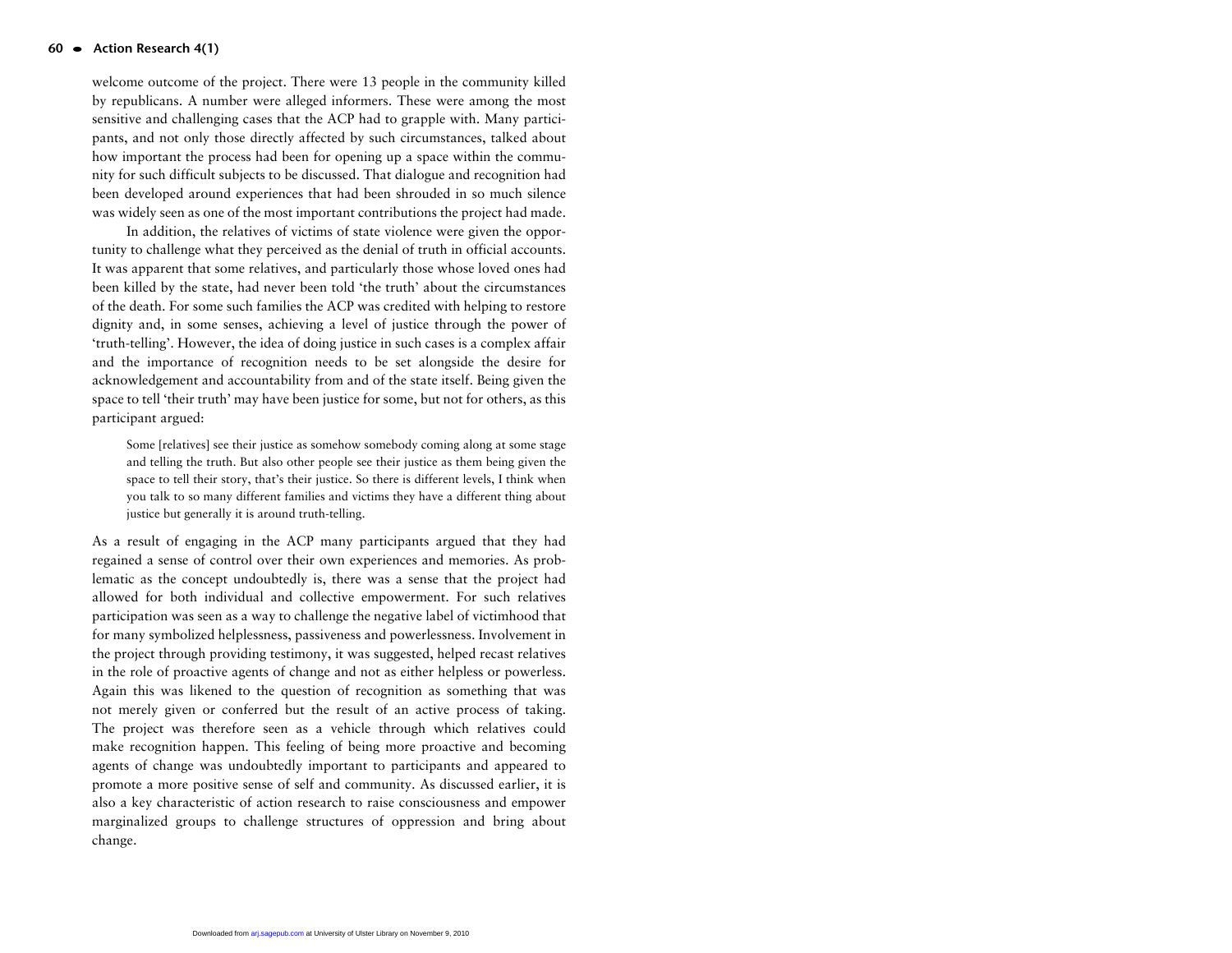welcome outcome of the project. There were 13 people in the community killed by republicans. A number were alleged informers. These were among the most sensitive and challenging cases that the ACP had to grapple with. Many participants, and not only those directly affected by such circumstances, talked about how important the process had been for opening up a space within the community for such difficult subjects to be discussed. That dialogue and recognition had been developed around experiences that had been shrouded in so much silence was widely seen as one of the most important contributions the project had made.

In addition, the relatives of victims of state violence were given the opportunity to challenge what they perceived as the denial of truth in official accounts. It was apparent that some relatives, and particularly those whose loved ones had been killed by the state, had never been told 'the truth' about the circumstances of the death. For some such families the ACP was credited with helping to restore dignity and, in some senses, achieving a level of justice through the power of 'truth-telling'. However, the idea of doing justice in such cases is a complex affair and the importance of recognition needs to be set alongside the desire for acknowledgement and accountability from and of the state itself. Being given the space to tell 'their truth' may have been justice for some, but not for others, as this participant argued:

> Some [relatives] see their justice as somehow somebody coming along at some stage and telling the truth. But also other people see their justice as them being given the space to tell their story, that's their justice. So there is different levels, I think when you talk to so many different families and victims they have a different thing about justice but generally it is around truth-telling.

As a result of engaging in the ACP many participants argued that they had regained a sense of control over their own experiences and memories. As problematic as the concept undoubtedly is, there was a sense that the project had allowed for both individual and collective empowerment. For such relatives participation was seen as a way to challenge the negative label of victimhood that for many symbolized helplessness, passiveness and powerlessness. Involvement in the project through providing testimony, it was suggested, helped recast relatives in the role of proactive agents of change and not as either helpless or powerless. Again this was likened to the question of recognition as something that was not merely given or conferred but the result of an active process of taking. The project was therefore seen as a vehicle through which relatives could make recognition happen. This feeling of being more proactive and becoming agents of change was undoubtedly important to participants and appeared to promote a more positive sense of self and community. As discussed earlier, it is also a key characteristic of action research to raise consciousness and empower marginalized groups to challenge structures of oppression and bring about change.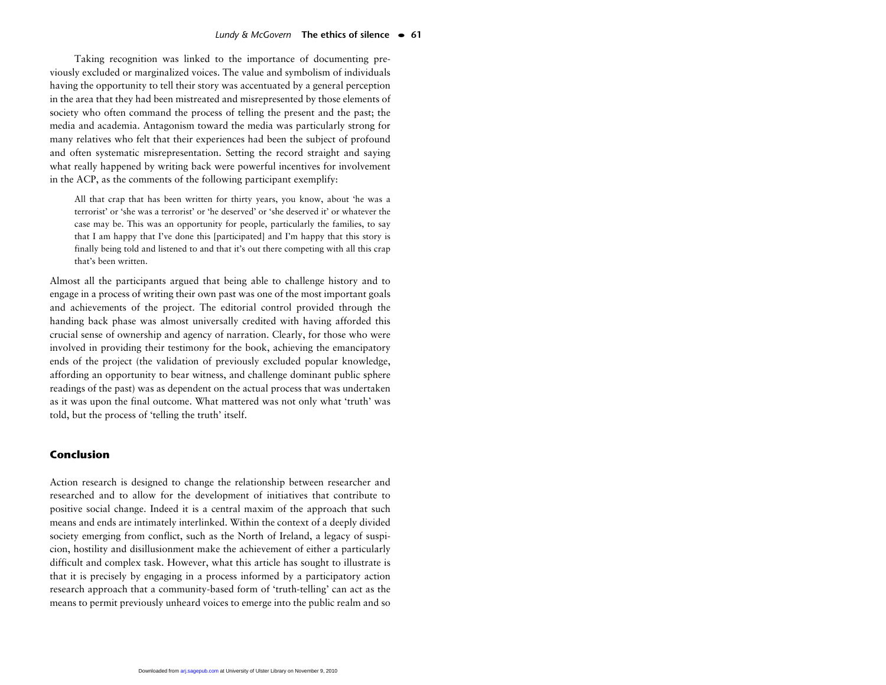Taking recognition was linked to the importance of documenting previously excluded or marginalized voices. The value and symbolism of individuals having the opportunity to tell their story was accentuated by a general perception in the area that they had been mistreated and misrepresented by those elements of society who often command the process of telling the present and the past; the media and academia. Antagonism toward the media was particularly strong for many relatives who felt that their experiences had been the subject of profound and often systematic misrepresentation. Setting the record straight and saying what really happened by writing back were powerful incentives for involvement in the ACP, as the comments of the following participant exemplify:

> All that crap that has been written for thirty years, you know, about 'he was a terrorist' or 'she was a terrorist' or 'he deserved' or 'she deserved it' or whatever the case may be. This was an opportunity for people, particularly the families, to say that I am happy that I've done this [participated] and I'm happy that this story is finally being told and listened to and that it's out there competing with all this crap that's been written.

Almost all the participants argued that being able to challenge history and to engage in a process of writing their own past was one of the most important goals and achievements of the project. The editorial control provided through the handing back phase was almost universally credited with having afforded this crucial sense of ownership and agency of narration. Clearly, for those who were involved in providing their testimony for the book, achieving the emancipatory ends of the project (the validation of previously excluded popular knowledge, affording an opportunity to bear witness, and challenge dominant public sphere readings of the past) was as dependent on the actual process that was undertaken as it was upon the final outcome. What mattered was not only what 'truth' was told, but the process of 'telling the truth' itself.

## Conclusion

Action research is designed to change the relationship between researcher and researched and to allow for the development of initiatives that contribute to positive social change. Indeed it is a central maxim of the approach that such means and ends are intimately interlinked. Within the context of a deeply divided society emerging from conflict, such as the North of Ireland, a legacy of suspicion, hostility and disillusionment make the achievement of either a particularly difficult and complex task. However, what this article has sought to illustrate is that it is precisely by engaging in a process informed by a participatory action research approach that a community-based form of 'truth-telling' can act as the means to permit previously unheard voices to emerge into the public realm and so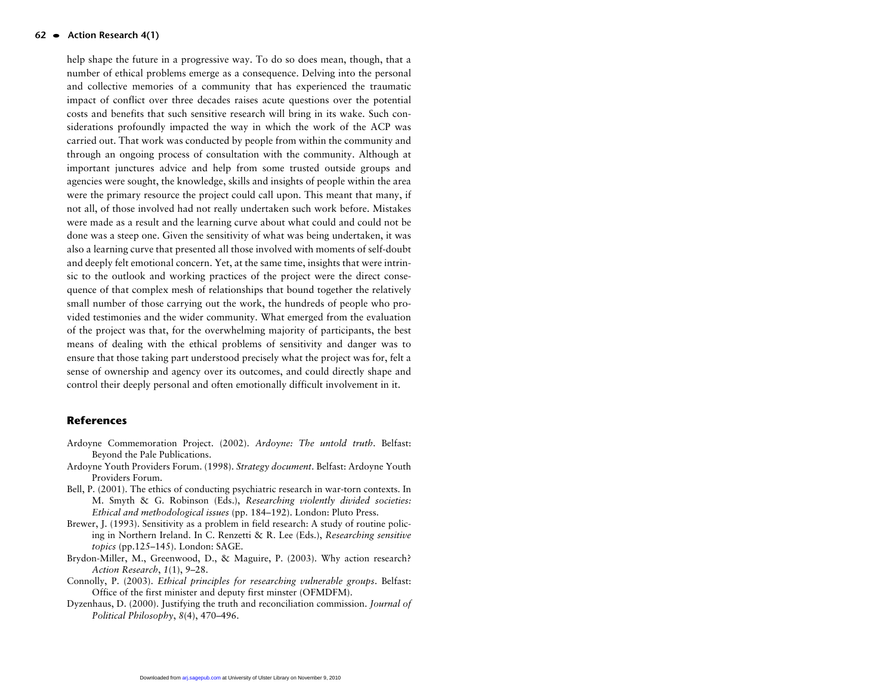help shape the future in a progressive way. To do so does mean, though, that a number of ethical problems emerge as a consequence. Delving into the personal and collective memories of a community that has experienced the traumatic impact of conflict over three decades raises acute questions over the potential costs and benefits that such sensitive research will bring in its wake. Such considerations profoundly impacted the way in which the work of the ACP was carried out. That work was conducted by people from within the community and through an ongoing process of consultation with the community. Although at important junctures advice and help from some trusted outside groups and agencies were sought, the knowledge, skills and insights of people within the area were the primary resource the project could call upon. This meant that many, if not all, of those involved had not really undertaken such work before. Mistakes were made as a result and the learning curve about what could and could not be done was a steep one. Given the sensitivity of what was being undertaken, it was also a learning curve that presented all those involved with moments of self-doubt and deeply felt emotional concern. Yet, at the same time, insights that were intrinsic to the outlook and working practices of the project were the direct consequence of that complex mesh of relationships that bound together the relatively small number of those carrying out the work, the hundreds of people who provided testimonies and the wider community. What emerged from the evaluation of the project was that, for the overwhelming majority of participants, the best means of dealing with the ethical problems of sensitivity and danger was to ensure that those taking part understood precisely what the project was for, felt a sense of ownership and agency over its outcomes, and could directly shape and control their deeply personal and often emotionally difficult involvement in it.

## References

Ardoyne Commemoration Project. (2002). *Ardoyne: The untold truth*. Belfast: Beyond the Pale Publications.

Ardoyne Youth Providers Forum. (1998). *Strategy document*. Belfast: Ardoyne Youth Providers Forum.

Bell, P. (2001). The ethics of conducting psychiatric research in war-torn contexts. In M. Smyth & G. Robinson (Eds.), *Researching violently divided societies: Ethical and methodological issues* (pp. 184–192). London: Pluto Press.

Brewer, J. (1993). Sensitivity as a problem in field research: A study of routine policing in Northern Ireland. In C. Renzetti & R. Lee (Eds.), *Researching sensitive topics* (pp.125–145). London: SAGE.

Brydon-Miller, M., Greenwood, D., & Maguire, P. (2003). Why action research? *Action Research*, *1*(1), 9–28.

Connolly, P. (2003). *Ethical principles for researching vulnerable groups*. Belfast: Office of the first minister and deputy first minster (OFMDFM).

Dyzenhaus, D. (2000). Justifying the truth and reconciliation commission. *Journal of Political Philosophy*, *8*(4), 470–496.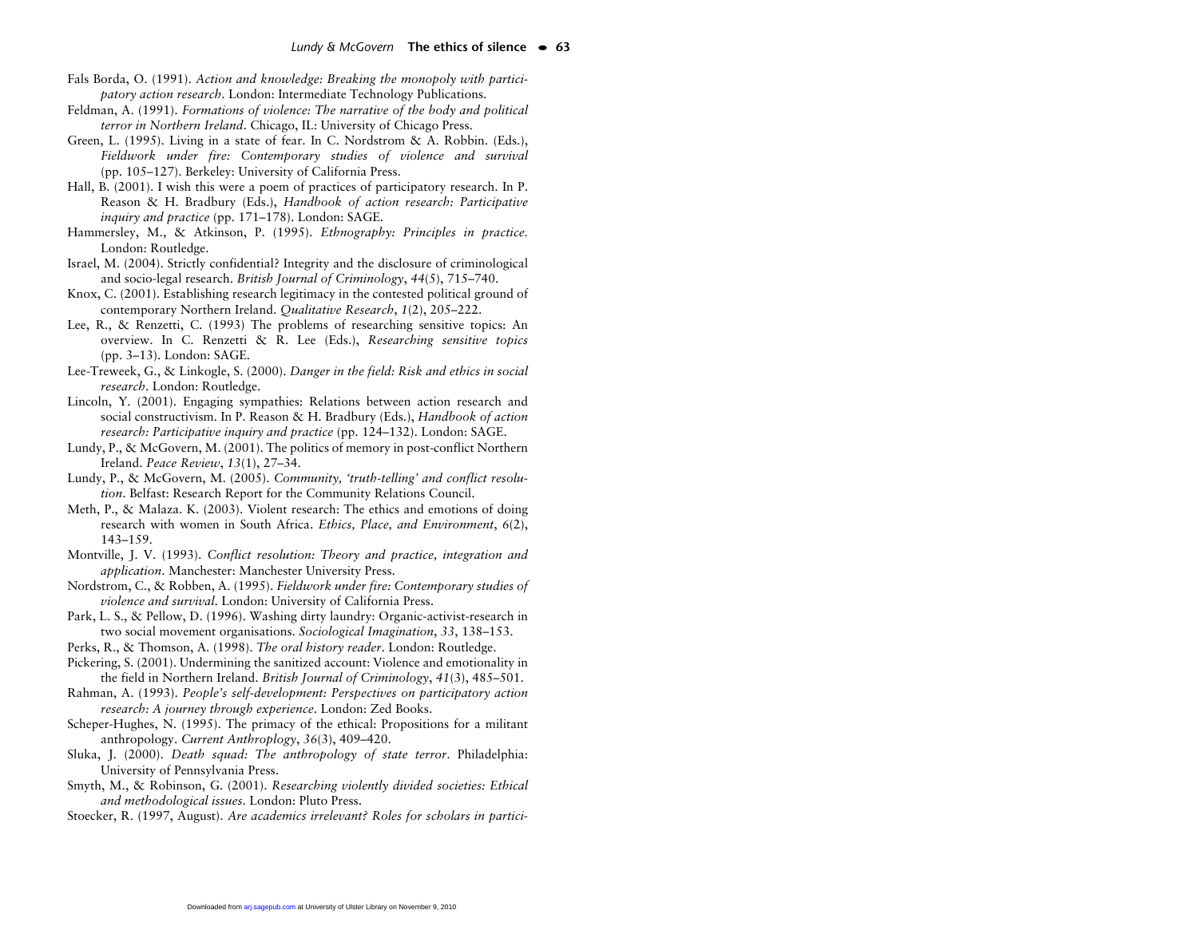Fals Borda, O. (1991). *Action and knowledge: Breaking the monopoly with participatory action research*. London: Intermediate Technology Publications.

Feldman, A. (1991). *Formations of violence: The narrative of the body and political terror in Northern Ireland*. Chicago, IL: University of Chicago Press.

Green, L. (1995). Living in a state of fear. In C. Nordstrom & A. Robbin. (Eds.), *Fieldwork under fire: Contemporary studies of violence and survival* (pp. 105–127). Berkeley: University of California Press.

Hall, B. (2001). I wish this were a poem of practices of participatory research. In P. Reason & H. Bradbury (Eds.), *Handbook of action research: Participative inquiry and practice* (pp. 171–178). London: SAGE.

Hammersley, M., & Atkinson, P. (1995). *Ethnography: Principles in practice*. London: Routledge.

Israel, M. (2004). Strictly confidential? Integrity and the disclosure of criminological and socio-legal research. *British Journal of Criminology*, *44*(5), 715–740.

Knox, C. (2001). Establishing research legitimacy in the contested political ground of contemporary Northern Ireland. *Qualitative Research*, *1*(2), 205–222.

Lee, R., & Renzetti, C. (1993) The problems of researching sensitive topics: An overview. In C. Renzetti & R. Lee (Eds.), *Researching sensitive topics* (pp. 3–13). London: SAGE.

Lee-Treweek, G., & Linkogle, S. (2000). *Danger in the field: Risk and ethics in social research*. London: Routledge.

Lincoln, Y. (2001). Engaging sympathies: Relations between action research and social constructivism. In P. Reason & H. Bradbury (Eds.), *Handbook of action research: Participative inquiry and practice* (pp. 124–132). London: SAGE.

Lundy, P., & McGovern, M. (2001). The politics of memory in post-conflict Northern Ireland. *Peace Review*, *13*(1), 27–34.

Lundy, P., & McGovern, M. (2005). *Community, 'truth-telling' and conflict resolution*. Belfast: Research Report for the Community Relations Council.

Meth, P., & Malaza. K. (2003). Violent research: The ethics and emotions of doing research with women in South Africa. *Ethics, Place, and Environment*, *6*(2), 143–159.

Montville, J. V. (1993). *Conflict resolution: Theory and practice, integration and application*. Manchester: Manchester University Press.

Nordstrom, C., & Robben, A. (1995). *Fieldwork under fire: Contemporary studies of violence and survival*. London: University of California Press.

Park, L. S., & Pellow, D. (1996). Washing dirty laundry: Organic-activist-research in two social movement organisations. *Sociological Imagination*, *33*, 138–153.

Perks, R., & Thomson, A. (1998). *The oral history reader*. London: Routledge.

Pickering, S. (2001). Undermining the sanitized account: Violence and emotionality in the field in Northern Ireland. *British Journal of Criminology*, *41*(3), 485–501.

Rahman, A. (1993). *People's self-development: Perspectives on participatory action research: A journey through experience*. London: Zed Books.

Scheper-Hughes, N. (1995). The primacy of the ethical: Propositions for a militant anthropology. *Current Anthroplogy*, *36*(3), 409–420.

Sluka, J. (2000). *Death squad: The anthropology of state terror*. Philadelphia: University of Pennsylvania Press.

Smyth, M., & Robinson, G. (2001). *Researching violently divided societies: Ethical and methodological issues*. London: Pluto Press.

Stoecker, R. (1997, August). *Are academics irrelevant? Roles for scholars in partici-*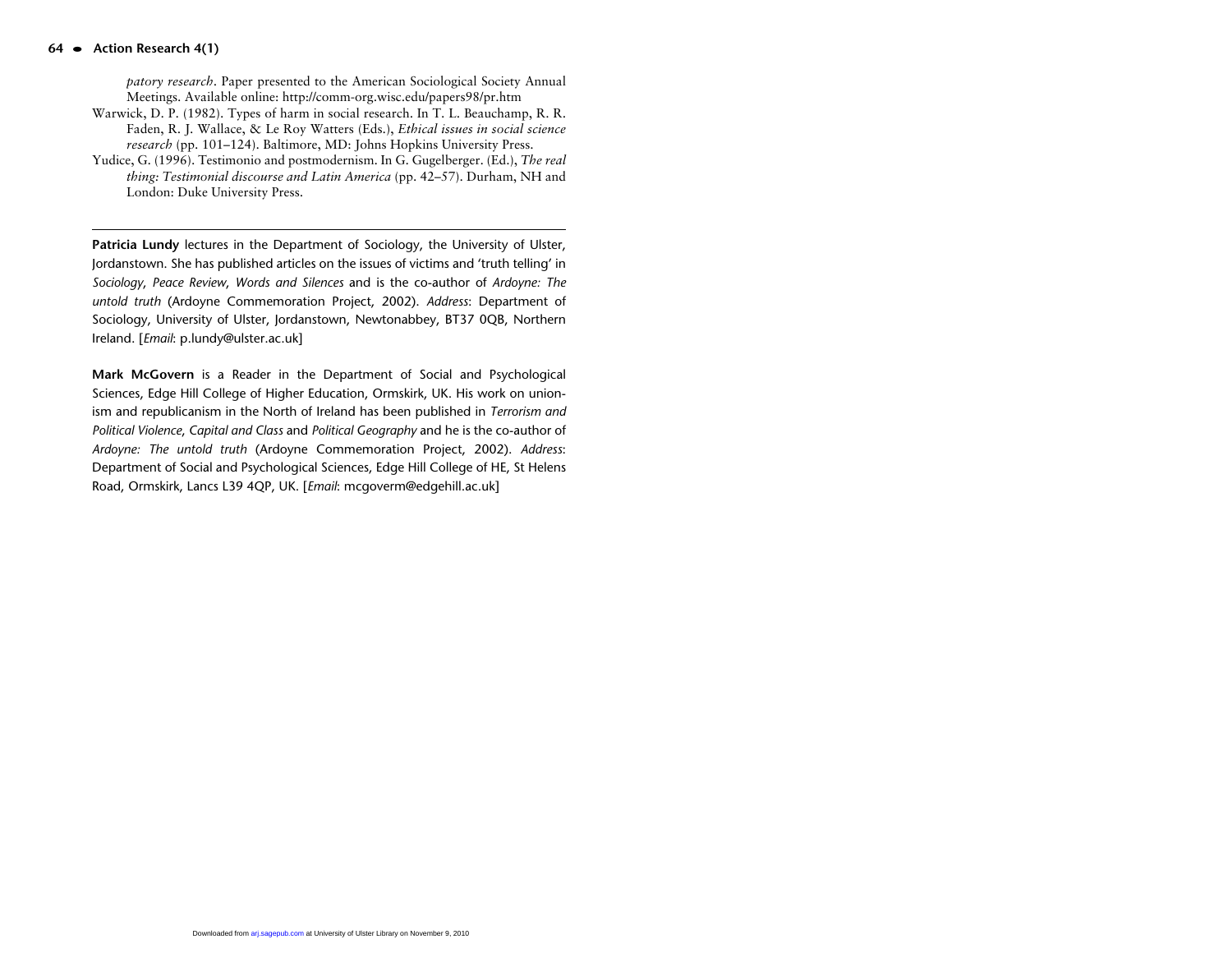*patory research*. Paper presented to the American Sociological Society Annual Meetings. Available online: http://comm-org.wisc.edu/papers98/pr.htm

Warwick, D. P. (1982). Types of harm in social research. In T. L. Beauchamp, R. R. Faden, R. J. Wallace, & Le Roy Watters (Eds.), *Ethical issues in social science research* (pp. 101–124). Baltimore, MD: Johns Hopkins University Press.

Yudice, G. (1996). Testimonio and postmodernism. In G. Gugelberger. (Ed.), *The real thing: Testimonial discourse and Latin America* (pp. 42–57). Durham, NH and London: Duke University Press.

---

**Patricia Lundy** lectures in the Department of Sociology, the University of Ulster, Jordanstown. She has published articles on the issues of victims and 'truth telling' in *Sociology*, *Peace Review*, *Words and Silences* and is the co-author of *Ardoyne: The untold truth* (Ardoyne Commemoration Project, 2002). *Address*: Department of Sociology, University of Ulster, Jordanstown, Newtonabbey, BT37 0QB, Northern Ireland. [*Email*: p.lundy@ulster.ac.uk]

**Mark McGovern** is a Reader in the Department of Social and Psychological Sciences, Edge Hill College of Higher Education, Ormskirk, UK. His work on unionism and republicanism in the North of Ireland has been published in *Terrorism and Political Violence*, *Capital and Class* and *Political Geography* and he is the co-author of *Ardoyne: The untold truth* (Ardoyne Commemoration Project, 2002). *Address*: Department of Social and Psychological Sciences, Edge Hill College of HE, St Helens Road, Ormskirk, Lancs L39 4QP, UK. [*Email*: mcgoverm@edgehill.ac.uk]